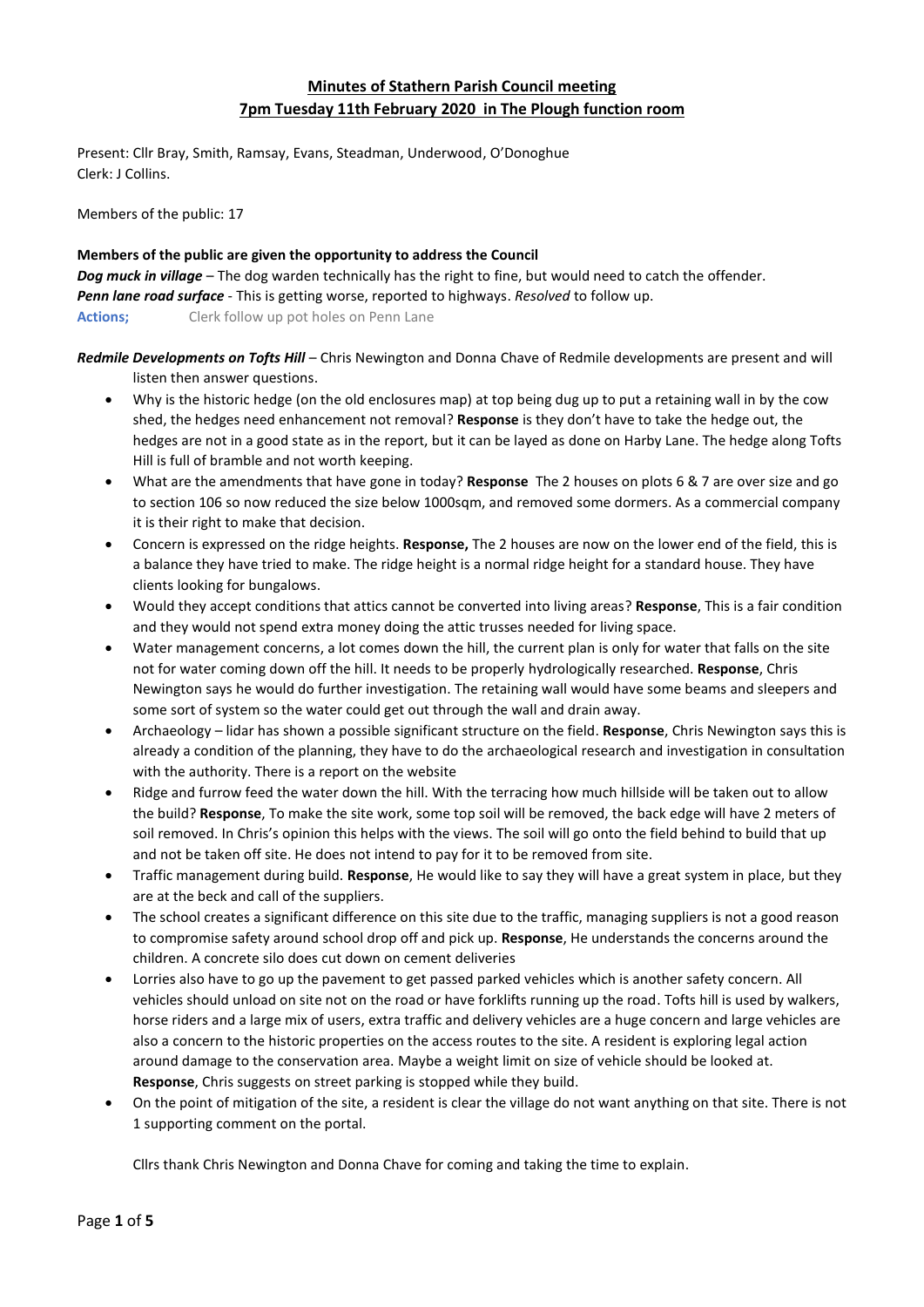# Minutes of Stathern Parish Council meeting

## 7pm Tuesday 11th February 2020 in The Plough function room

Present: Cllr Bray, Smith, Ramsay, Evans, Steadman, Underwood, O'Donoghue
Clerk: J Collins.

Members of the public: 17

**Members of the public are given the opportunity to address the Council**

***Dog muck in village*** – The dog warden technically has the right to fine, but would need to catch the offender.

***Penn lane road surface*** - This is getting worse, reported to highways. *Resolved* to follow up.

**Actions;** Clerk follow up pot holes on Penn Lane

***Redmile Developments on Tofts Hill*** – Chris Newington and Donna Chave of Redmile developments are present and will listen then answer questions.

- Why is the historic hedge (on the old enclosures map) at top being dug up to put a retaining wall in by the cow shed, the hedges need enhancement not removal? **Response** is they don't have to take the hedge out, the hedges are not in a good state as in the report, but it can be layed as done on Harby Lane. The hedge along Tofts Hill is full of bramble and not worth keeping.
- What are the amendments that have gone in today? **Response** The 2 houses on plots 6 & 7 are over size and go to section 106 so now reduced the size below 1000sqm, and removed some dormers. As a commercial company it is their right to make that decision.
- Concern is expressed on the ridge heights. **Response,** The 2 houses are now on the lower end of the field, this is a balance they have tried to make. The ridge height is a normal ridge height for a standard house. They have clients looking for bungalows.
- Would they accept conditions that attics cannot be converted into living areas? **Response**, This is a fair condition and they would not spend extra money doing the attic trusses needed for living space.
- Water management concerns, a lot comes down the hill, the current plan is only for water that falls on the site not for water coming down off the hill. It needs to be properly hydrologically researched. **Response**, Chris Newington says he would do further investigation. The retaining wall would have some beams and sleepers and some sort of system so the water could get out through the wall and drain away.
- Archaeology – lidar has shown a possible significant structure on the field. **Response**, Chris Newington says this is already a condition of the planning, they have to do the archaeological research and investigation in consultation with the authority. There is a report on the website
- Ridge and furrow feed the water down the hill. With the terracing how much hillside will be taken out to allow the build? **Response**, To make the site work, some top soil will be removed, the back edge will have 2 meters of soil removed. In Chris's opinion this helps with the views. The soil will go onto the field behind to build that up and not be taken off site. He does not intend to pay for it to be removed from site.
- Traffic management during build. **Response**, He would like to say they will have a great system in place, but they are at the beck and call of the suppliers.
- The school creates a significant difference on this site due to the traffic, managing suppliers is not a good reason to compromise safety around school drop off and pick up. **Response**, He understands the concerns around the children. A concrete silo does cut down on cement deliveries
- Lorries also have to go up the pavement to get passed parked vehicles which is another safety concern. All vehicles should unload on site not on the road or have forklifts running up the road. Tofts hill is used by walkers, horse riders and a large mix of users, extra traffic and delivery vehicles are a huge concern and large vehicles are also a concern to the historic properties on the access routes to the site. A resident is exploring legal action around damage to the conservation area. Maybe a weight limit on size of vehicle should be looked at. **Response**, Chris suggests on street parking is stopped while they build.
- On the point of mitigation of the site, a resident is clear the village do not want anything on that site. There is not 1 supporting comment on the portal.

Cllrs thank Chris Newington and Donna Chave for coming and taking the time to explain.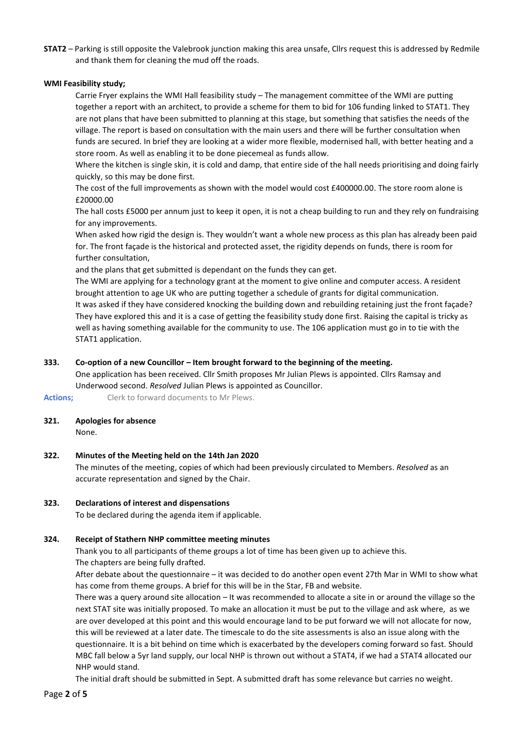**STAT2** – Parking is still opposite the Valebrook junction making this area unsafe, Cllrs request this is addressed by Redmile and thank them for cleaning the mud off the roads.

**WMI Feasibility study;**

Carrie Fryer explains the WMI Hall feasibility study – The management committee of the WMI are putting together a report with an architect, to provide a scheme for them to bid for 106 funding linked to STAT1. They are not plans that have been submitted to planning at this stage, but something that satisfies the needs of the village. The report is based on consultation with the main users and there will be further consultation when funds are secured. In brief they are looking at a wider more flexible, modernised hall, with better heating and a store room. As well as enabling it to be done piecemeal as funds allow.

Where the kitchen is single skin, it is cold and damp, that entire side of the hall needs prioritising and doing fairly quickly, so this may be done first.

The cost of the full improvements as shown with the model would cost £400000.00. The store room alone is £20000.00

The hall costs £5000 per annum just to keep it open, it is not a cheap building to run and they rely on fundraising for any improvements.

When asked how rigid the design is. They wouldn't want a whole new process as this plan has already been paid for. The front façade is the historical and protected asset, the rigidity depends on funds, there is room for further consultation,

and the plans that get submitted is dependant on the funds they can get.

The WMI are applying for a technology grant at the moment to give online and computer access. A resident brought attention to age UK who are putting together a schedule of grants for digital communication.

It was asked if they have considered knocking the building down and rebuilding retaining just the front façade? They have explored this and it is a case of getting the feasibility study done first. Raising the capital is tricky as well as having something available for the community to use. The 106 application must go in to tie with the STAT1 application.

**333. Co-option of a new Councillor – Item brought forward to the beginning of the meeting.**

One application has been received. Cllr Smith proposes Mr Julian Plews is appointed. Cllrs Ramsay and Underwood second. *Resolved* Julian Plews is appointed as Councillor.

**Actions;** Clerk to forward documents to Mr Plews.

**321. Apologies for absence**

None.

**322. Minutes of the Meeting held on the 14th Jan 2020**

The minutes of the meeting, copies of which had been previously circulated to Members. *Resolved* as an accurate representation and signed by the Chair.

**323. Declarations of interest and dispensations**

To be declared during the agenda item if applicable.

**324. Receipt of Stathern NHP committee meeting minutes**

Thank you to all participants of theme groups a lot of time has been given up to achieve this.

The chapters are being fully drafted.

After debate about the questionnaire – it was decided to do another open event 27th Mar in WMI to show what has come from theme groups. A brief for this will be in the Star, FB and website.

There was a query around site allocation – It was recommended to allocate a site in or around the village so the next STAT site was initially proposed. To make an allocation it must be put to the village and ask where, as we are over developed at this point and this would encourage land to be put forward we will not allocate for now, this will be reviewed at a later date. The timescale to do the site assessments is also an issue along with the questionnaire. It is a bit behind on time which is exacerbated by the developers coming forward so fast. Should MBC fall below a 5yr land supply, our local NHP is thrown out without a STAT4, if we had a STAT4 allocated our NHP would stand.

The initial draft should be submitted in Sept. A submitted draft has some relevance but carries no weight.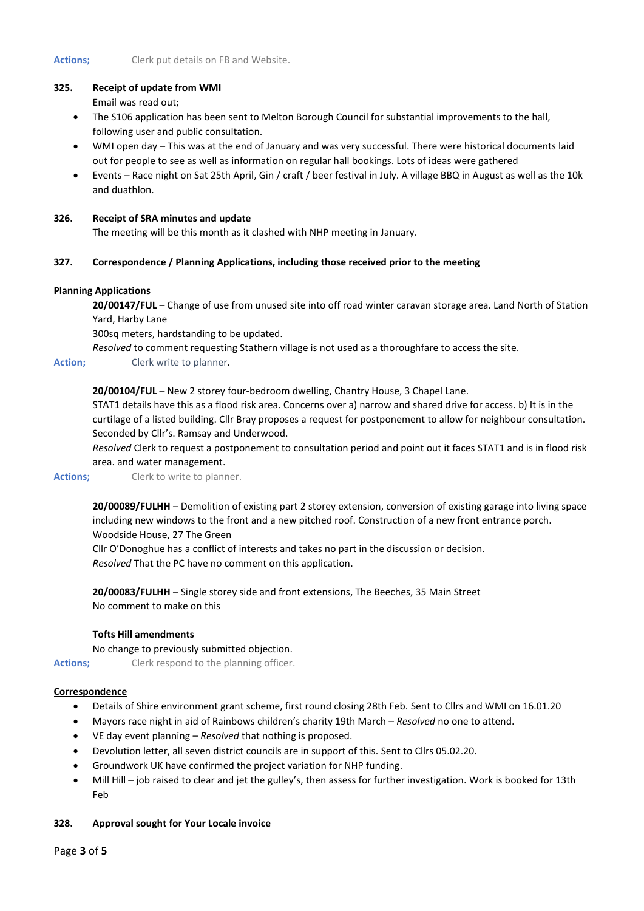**Actions;** Clerk put details on FB and Website.

**325. Receipt of update from WMI**

Email was read out;

- The S106 application has been sent to Melton Borough Council for substantial improvements to the hall, following user and public consultation.
- WMI open day – This was at the end of January and was very successful. There were historical documents laid out for people to see as well as information on regular hall bookings. Lots of ideas were gathered
- Events – Race night on Sat 25th April, Gin / craft / beer festival in July. A village BBQ in August as well as the 10k and duathlon.

**326. Receipt of SRA minutes and update**

The meeting will be this month as it clashed with NHP meeting in January.

**327. Correspondence / Planning Applications, including those received prior to the meeting**

**Planning Applications**

**20/00147/FUL** – Change of use from unused site into off road winter caravan storage area. Land North of Station Yard, Harby Lane

300sq meters, hardstanding to be updated.

*Resolved* to comment requesting Stathern village is not used as a thoroughfare to access the site.

**Action;** Clerk write to planner.

**20/00104/FUL** – New 2 storey four-bedroom dwelling, Chantry House, 3 Chapel Lane.

STAT1 details have this as a flood risk area. Concerns over a) narrow and shared drive for access. b) It is in the curtilage of a listed building. Cllr Bray proposes a request for postponement to allow for neighbour consultation. Seconded by Cllr's. Ramsay and Underwood.

*Resolved* Clerk to request a postponement to consultation period and point out it faces STAT1 and is in flood risk area. and water management.

**Actions;** Clerk to write to planner.

**20/00089/FULHH** – Demolition of existing part 2 storey extension, conversion of existing garage into living space including new windows to the front and a new pitched roof. Construction of a new front entrance porch. Woodside House, 27 The Green

Cllr O'Donoghue has a conflict of interests and takes no part in the discussion or decision.

*Resolved* That the PC have no comment on this application.

**20/00083/FULHH** – Single storey side and front extensions, The Beeches, 35 Main Street

No comment to make on this

**Tofts Hill amendments**

No change to previously submitted objection.

**Actions;** Clerk respond to the planning officer.

**Correspondence**

- Details of Shire environment grant scheme, first round closing 28th Feb. Sent to Cllrs and WMI on 16.01.20
- Mayors race night in aid of Rainbows children's charity 19th March – *Resolved* no one to attend.
- VE day event planning – *Resolved* that nothing is proposed.
- Devolution letter, all seven district councils are in support of this. Sent to Cllrs 05.02.20.
- Groundwork UK have confirmed the project variation for NHP funding.
- Mill Hill – job raised to clear and jet the gulley's, then assess for further investigation. Work is booked for 13th Feb

**328. Approval sought for Your Locale invoice**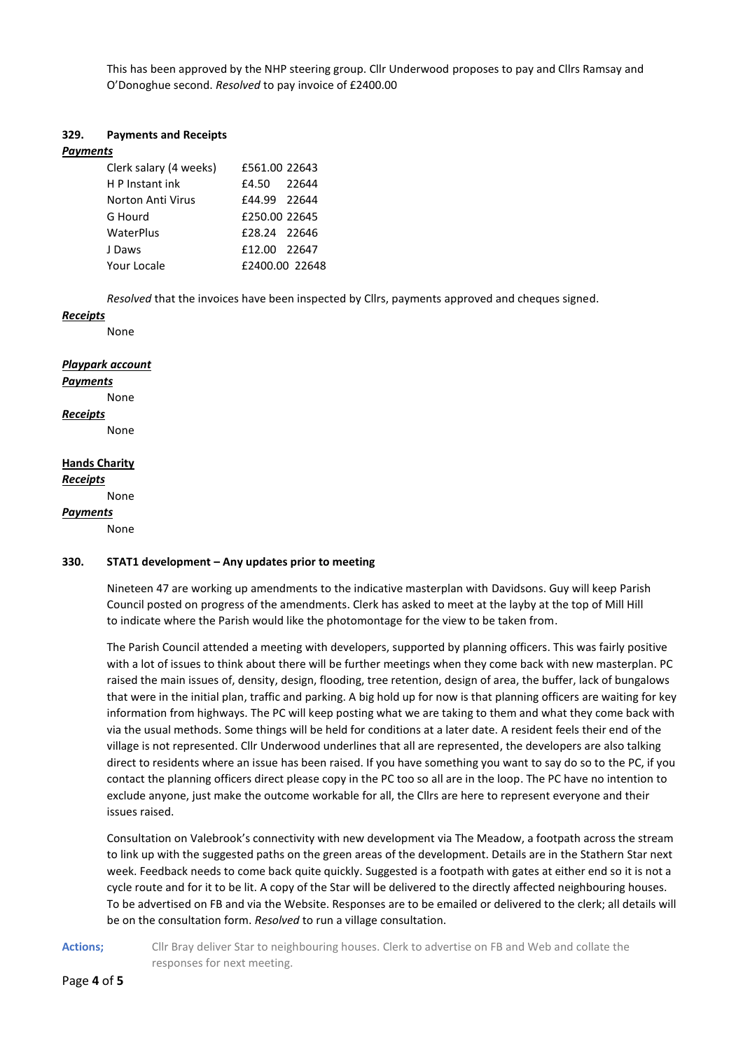This has been approved by the NHP steering group. Cllr Underwood proposes to pay and Cllrs Ramsay and O'Donoghue second. *Resolved* to pay invoice of £2400.00

### 329. Payments and Receipts

***Payments***

| | | |
|---|---|---|
| Clerk salary (4 weeks) | £561.00 | 22643 |
| H P Instant ink | £4.50 | 22644 |
| Norton Anti Virus | £44.99 | 22644 |
| G Hourd | £250.00 | 22645 |
| WaterPlus | £28.24 | 22646 |
| J Daws | £12.00 | 22647 |
| Your Locale | £2400.00 | 22648 |

*Resolved* that the invoices have been inspected by Cllrs, payments approved and cheques signed.

***Receipts***

None

***Playpark account***

***Payments***

None

***Receipts***

None

**Hands Charity**

***Receipts***

None

***Payments***

None

### 330. STAT1 development – Any updates prior to meeting

Nineteen 47 are working up amendments to the indicative masterplan with Davidsons. Guy will keep Parish Council posted on progress of the amendments. Clerk has asked to meet at the layby at the top of Mill Hill to indicate where the Parish would like the photomontage for the view to be taken from.

The Parish Council attended a meeting with developers, supported by planning officers. This was fairly positive with a lot of issues to think about there will be further meetings when they come back with new masterplan. PC raised the main issues of, density, design, flooding, tree retention, design of area, the buffer, lack of bungalows that were in the initial plan, traffic and parking. A big hold up for now is that planning officers are waiting for key information from highways. The PC will keep posting what we are taking to them and what they come back with via the usual methods. Some things will be held for conditions at a later date. A resident feels their end of the village is not represented. Cllr Underwood underlines that all are represented, the developers are also talking direct to residents where an issue has been raised. If you have something you want to say do so to the PC, if you contact the planning officers direct please copy in the PC too so all are in the loop. The PC have no intention to exclude anyone, just make the outcome workable for all, the Cllrs are here to represent everyone and their issues raised.

Consultation on Valebrook's connectivity with new development via The Meadow, a footpath across the stream to link up with the suggested paths on the green areas of the development. Details are in the Stathern Star next week. Feedback needs to come back quite quickly. Suggested is a footpath with gates at either end so it is not a cycle route and for it to be lit. A copy of the Star will be delivered to the directly affected neighbouring houses. To be advertised on FB and via the Website. Responses are to be emailed or delivered to the clerk; all details will be on the consultation form. *Resolved* to run a village consultation.

**Actions;** Cllr Bray deliver Star to neighbouring houses. Clerk to advertise on FB and Web and collate the responses for next meeting.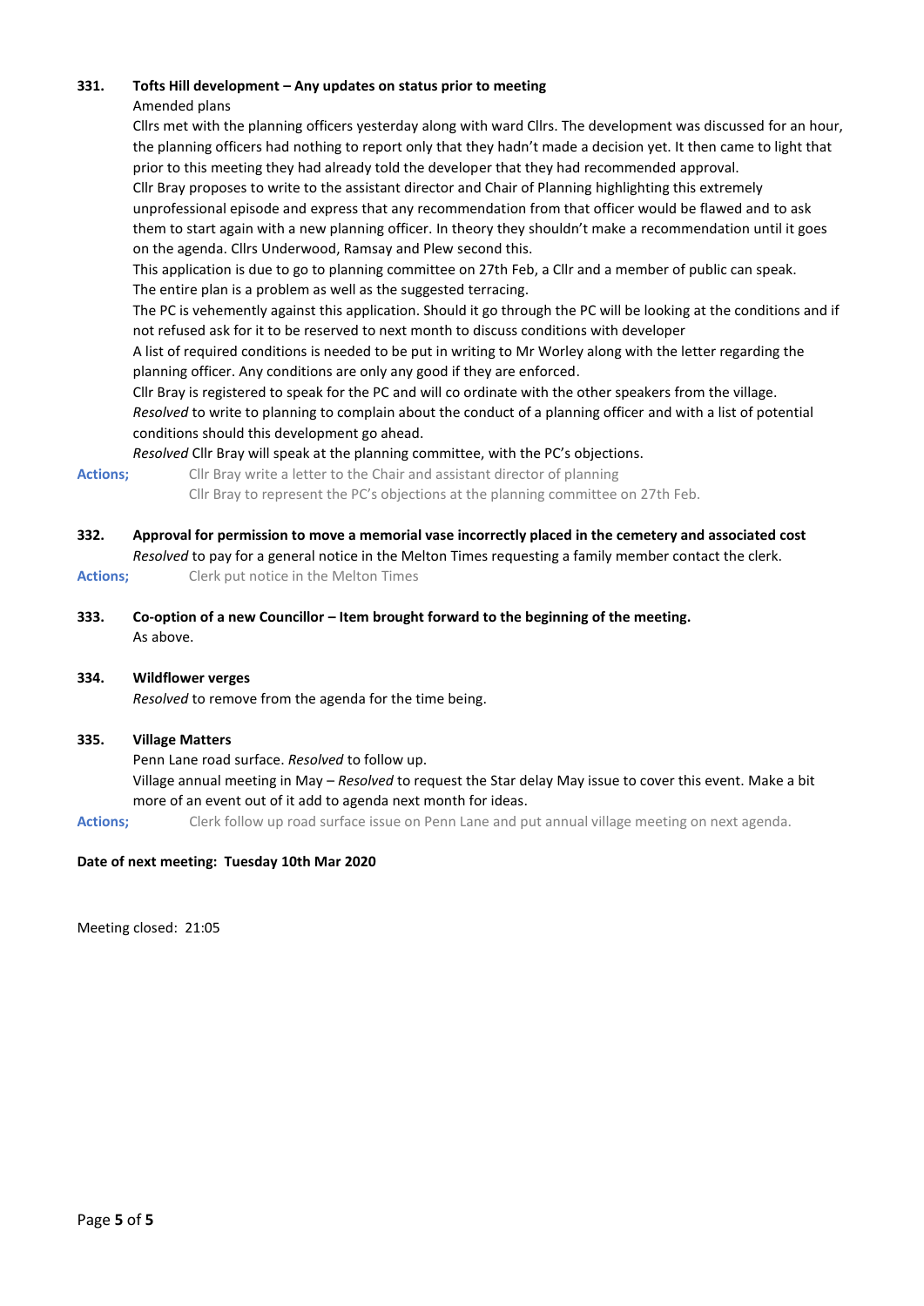**331. Tofts Hill development – Any updates on status prior to meeting**

Amended plans

Cllrs met with the planning officers yesterday along with ward Cllrs. The development was discussed for an hour, the planning officers had nothing to report only that they hadn't made a decision yet. It then came to light that prior to this meeting they had already told the developer that they had recommended approval.

Cllr Bray proposes to write to the assistant director and Chair of Planning highlighting this extremely unprofessional episode and express that any recommendation from that officer would be flawed and to ask them to start again with a new planning officer. In theory they shouldn't make a recommendation until it goes on the agenda. Cllrs Underwood, Ramsay and Plew second this.

This application is due to go to planning committee on 27th Feb, a Cllr and a member of public can speak.

The entire plan is a problem as well as the suggested terracing.

The PC is vehemently against this application. Should it go through the PC will be looking at the conditions and if not refused ask for it to be reserved to next month to discuss conditions with developer

A list of required conditions is needed to be put in writing to Mr Worley along with the letter regarding the planning officer. Any conditions are only any good if they are enforced.

Cllr Bray is registered to speak for the PC and will co ordinate with the other speakers from the village.

*Resolved* to write to planning to complain about the conduct of a planning officer and with a list of potential conditions should this development go ahead.

*Resolved* Cllr Bray will speak at the planning committee, with the PC's objections.

**Actions;** Cllr Bray write a letter to the Chair and assistant director of planning
Cllr Bray to represent the PC's objections at the planning committee on 27th Feb.

**332. Approval for permission to move a memorial vase incorrectly placed in the cemetery and associated cost**

*Resolved* to pay for a general notice in the Melton Times requesting a family member contact the clerk.

**Actions;** Clerk put notice in the Melton Times

**333. Co-option of a new Councillor – Item brought forward to the beginning of the meeting.**

As above.

**334. Wildflower verges**

*Resolved* to remove from the agenda for the time being.

**335. Village Matters**

Penn Lane road surface. *Resolved* to follow up.

Village annual meeting in May – *Resolved* to request the Star delay May issue to cover this event. Make a bit more of an event out of it add to agenda next month for ideas.

**Actions;** Clerk follow up road surface issue on Penn Lane and put annual village meeting on next agenda.

**Date of next meeting: Tuesday 10th Mar 2020**

Meeting closed: 21:05